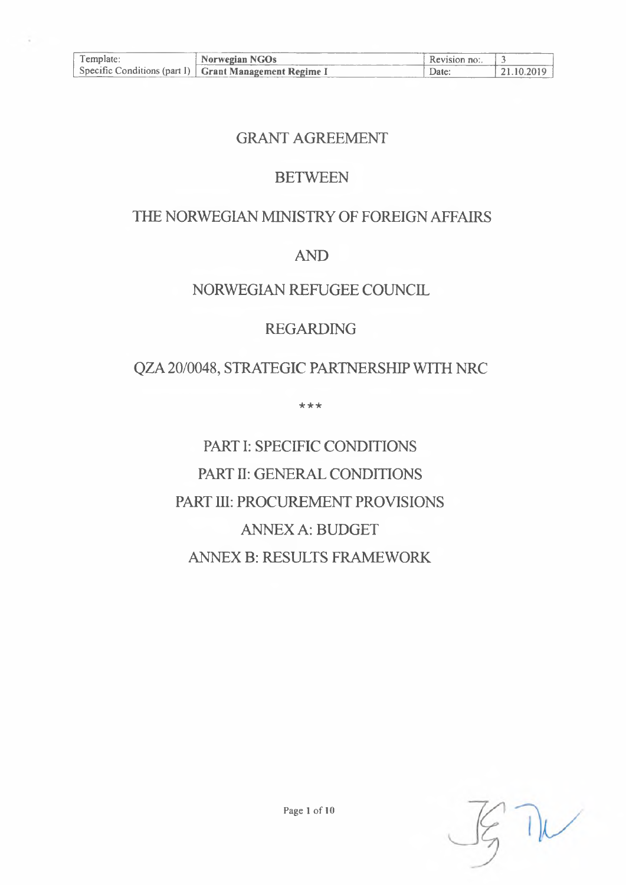# GRANT AGREEMENT

## BETWEEN

## THE NORWEGIAN MINISTRY OF FOREIGN AFFAIRS

## AND

## NORWEGIAN REFUGEE COUNCIL

## REGARDING

## QZA 20/0048, STRATEGIC PARTNERSHIP WITH NRC

***

PART I: SPECIFIC CONDITIONS

PART II: GENERAL CONDITIONS

PART III: PROCUREMENT PROVISIONS

ANNEX A: BUDGET

ANNEX B: RESULTS FRAMEWORK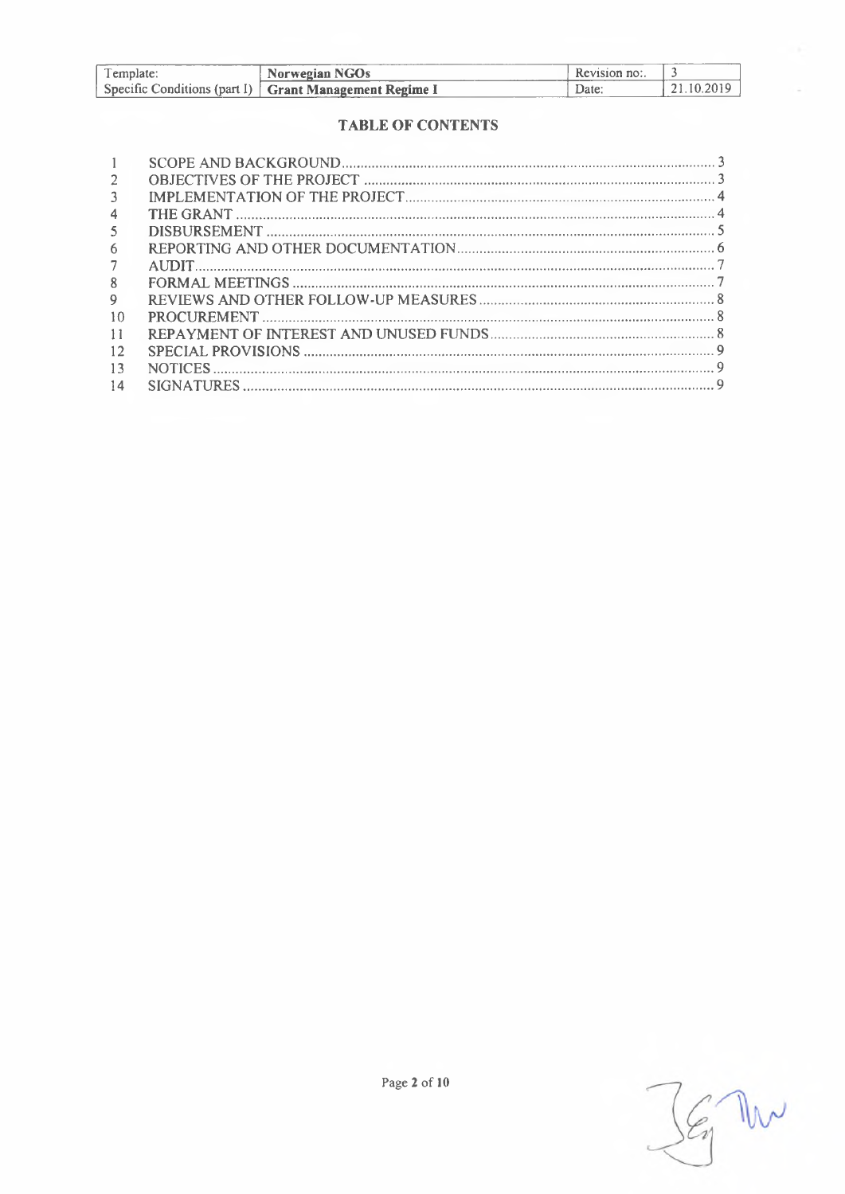| Template: | Norwegian NGOs | Revision no:. | 3 |
|---|---|---|---|
| Specific Conditions (part I) | **Grant Management Regime I** | Date: | 21.10.2019 |

## TABLE OF CONTENTS

| | | |
|---|---|---|
| 1 | SCOPE AND BACKGROUND | 3 |
| 2 | OBJECTIVES OF THE PROJECT | 3 |
| 3 | IMPLEMENTATION OF THE PROJECT | 4 |
| 4 | THE GRANT | 4 |
| 5 | DISBURSEMENT | 5 |
| 6 | REPORTING AND OTHER DOCUMENTATION | 6 |
| 7 | AUDIT | 7 |
| 8 | FORMAL MEETINGS | 7 |
| 9 | REVIEWS AND OTHER FOLLOW-UP MEASURES | 8 |
| 10 | PROCUREMENT | 8 |
| 11 | REPAYMENT OF INTEREST AND UNUSED FUNDS | 8 |
| 12 | SPECIAL PROVISIONS | 9 |
| 13 | NOTICES | 9 |
| 14 | SIGNATURES | 9 |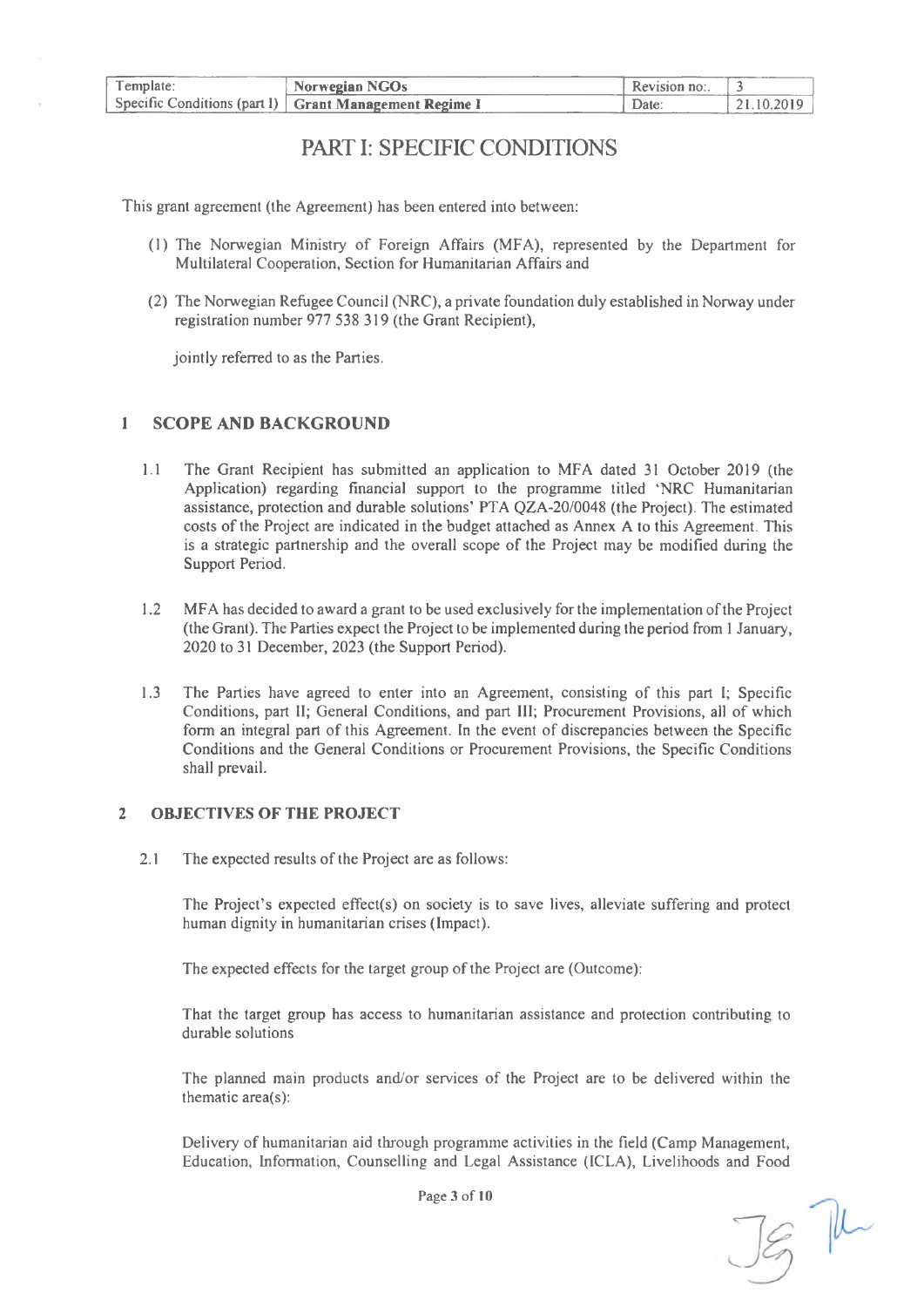| Template: | Norwegian NGOs | Revision no:. | 3 |
|---|---|---|---|
| Specific Conditions (part I) | Grant Management Regime I | Date: | 21.10.2019 |

# PART I: SPECIFIC CONDITIONS

This grant agreement (the Agreement) has been entered into between:

(1) The Norwegian Ministry of Foreign Affairs (MFA), represented by the Department for Multilateral Cooperation, Section for Humanitarian Affairs and

(2) The Norwegian Refugee Council (NRC), a private foundation duly established in Norway under registration number 977 538 319 (the Grant Recipient),

jointly referred to as the Parties.

## 1 SCOPE AND BACKGROUND

1.1 The Grant Recipient has submitted an application to MFA dated 31 October 2019 (the Application) regarding financial support to the programme titled 'NRC Humanitarian assistance, protection and durable solutions' PTA QZA-20/0048 (the Project). The estimated costs of the Project are indicated in the budget attached as Annex A to this Agreement. This is a strategic partnership and the overall scope of the Project may be modified during the Support Period.

1.2 MFA has decided to award a grant to be used exclusively for the implementation of the Project (the Grant). The Parties expect the Project to be implemented during the period from 1 January, 2020 to 31 December, 2023 (the Support Period).

1.3 The Parties have agreed to enter into an Agreement, consisting of this part I; Specific Conditions, part II; General Conditions, and part III; Procurement Provisions, all of which form an integral part of this Agreement. In the event of discrepancies between the Specific Conditions and the General Conditions or Procurement Provisions, the Specific Conditions shall prevail.

## 2 OBJECTIVES OF THE PROJECT

2.1 The expected results of the Project are as follows:

The Project's expected effect(s) on society is to save lives, alleviate suffering and protect human dignity in humanitarian crises (Impact).

The expected effects for the target group of the Project are (Outcome):

That the target group has access to humanitarian assistance and protection contributing to durable solutions

The planned main products and/or services of the Project are to be delivered within the thematic area(s):

Delivery of humanitarian aid through programme activities in the field (Camp Management, Education, Information, Counselling and Legal Assistance (ICLA), Livelihoods and Food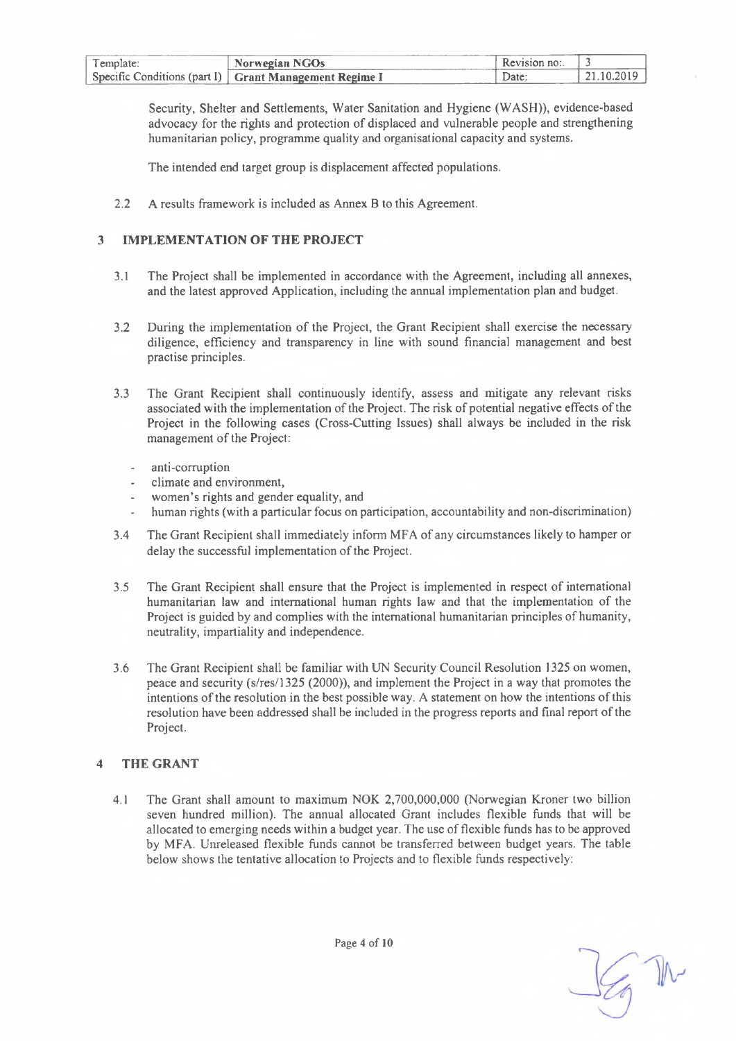Security, Shelter and Settlements, Water Sanitation and Hygiene (WASH)), evidence-based advocacy for the rights and protection of displaced and vulnerable people and strengthening humanitarian policy, programme quality and organisational capacity and systems.

The intended end target group is displacement affected populations.

2.2 A results framework is included as Annex B to this Agreement.

## 3 IMPLEMENTATION OF THE PROJECT

3.1 The Project shall be implemented in accordance with the Agreement, including all annexes, and the latest approved Application, including the annual implementation plan and budget.

3.2 During the implementation of the Project, the Grant Recipient shall exercise the necessary diligence, efficiency and transparency in line with sound financial management and best practise principles.

3.3 The Grant Recipient shall continuously identify, assess and mitigate any relevant risks associated with the implementation of the Project. The risk of potential negative effects of the Project in the following cases (Cross-Cutting Issues) shall always be included in the risk management of the Project:

- anti-corruption
- climate and environment,
- women's rights and gender equality, and
- human rights (with a particular focus on participation, accountability and non-discrimination)

3.4 The Grant Recipient shall immediately inform MFA of any circumstances likely to hamper or delay the successful implementation of the Project.

3.5 The Grant Recipient shall ensure that the Project is implemented in respect of international humanitarian law and international human rights law and that the implementation of the Project is guided by and complies with the international humanitarian principles of humanity, neutrality, impartiality and independence.

3.6 The Grant Recipient shall be familiar with UN Security Council Resolution 1325 on women, peace and security (s/res/1325 (2000)), and implement the Project in a way that promotes the intentions of the resolution in the best possible way. A statement on how the intentions of this resolution have been addressed shall be included in the progress reports and final report of the Project.

## 4 THE GRANT

4.1 The Grant shall amount to maximum NOK 2,700,000,000 (Norwegian Kroner two billion seven hundred million). The annual allocated Grant includes flexible funds that will be allocated to emerging needs within a budget year. The use of flexible funds has to be approved by MFA. Unreleased flexible funds cannot be transferred between budget years. The table below shows the tentative allocation to Projects and to flexible funds respectively: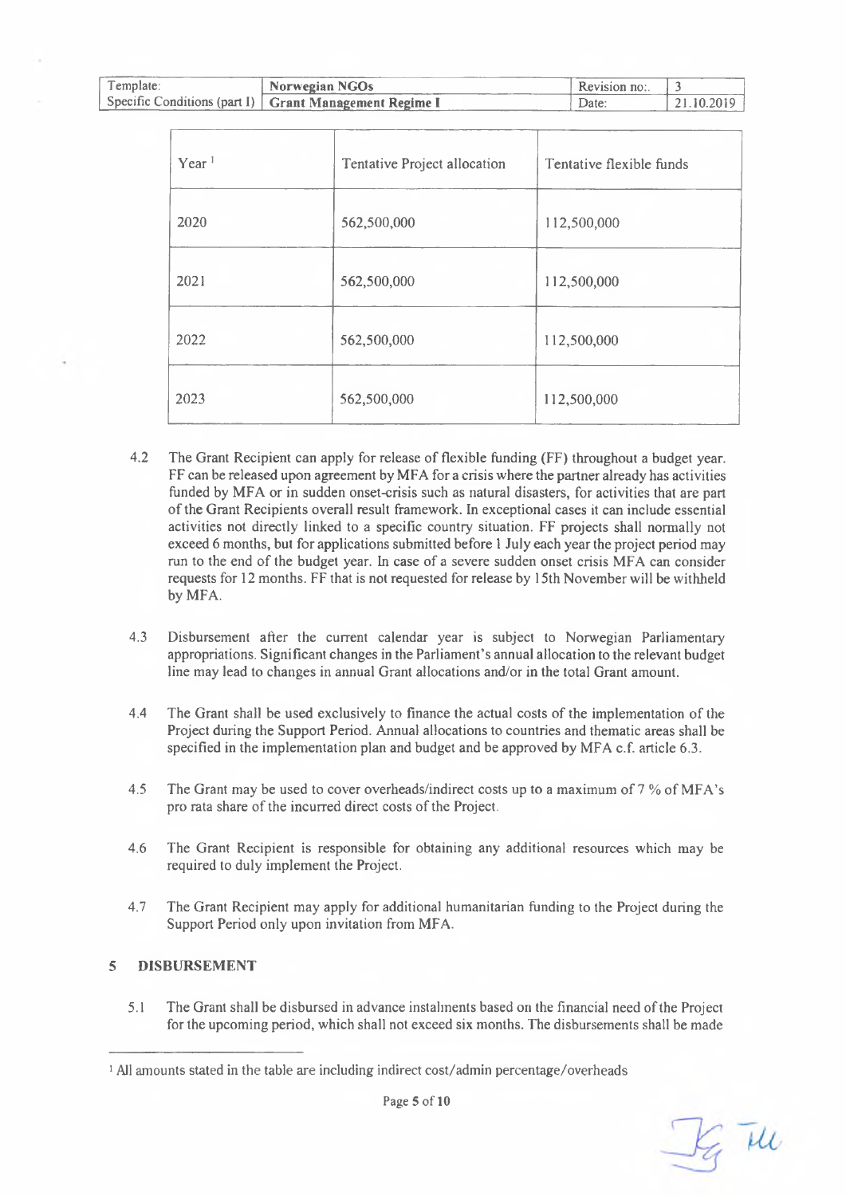| Year [1] | Tentative Project allocation | Tentative flexible funds |
|---|---|---|
| 2020 | 562,500,000 | 112,500,000 |
| 2021 | 562,500,000 | 112,500,000 |
| 2022 | 562,500,000 | 112,500,000 |
| 2023 | 562,500,000 | 112,500,000 |

4.2 The Grant Recipient can apply for release of flexible funding (FF) throughout a budget year. FF can be released upon agreement by MFA for a crisis where the partner already has activities funded by MFA or in sudden onset-crisis such as natural disasters, for activities that are part of the Grant Recipients overall result framework. In exceptional cases it can include essential activities not directly linked to a specific country situation. FF projects shall normally not exceed 6 months, but for applications submitted before 1 July each year the project period may run to the end of the budget year. In case of a severe sudden onset crisis MFA can consider requests for 12 months. FF that is not requested for release by 15th November will be withheld by MFA.

4.3 Disbursement after the current calendar year is subject to Norwegian Parliamentary appropriations. Significant changes in the Parliament's annual allocation to the relevant budget line may lead to changes in annual Grant allocations and/or in the total Grant amount.

4.4 The Grant shall be used exclusively to finance the actual costs of the implementation of the Project during the Support Period. Annual allocations to countries and thematic areas shall be specified in the implementation plan and budget and be approved by MFA c.f. article 6.3.

4.5 The Grant may be used to cover overheads/indirect costs up to a maximum of 7 % of MFA's pro rata share of the incurred direct costs of the Project.

4.6 The Grant Recipient is responsible for obtaining any additional resources which may be required to duly implement the Project.

4.7 The Grant Recipient may apply for additional humanitarian funding to the Project during the Support Period only upon invitation from MFA.

## 5 DISBURSEMENT

5.1 The Grant shall be disbursed in advance instalments based on the financial need of the Project for the upcoming period, which shall not exceed six months. The disbursements shall be made

[1] All amounts stated in the table are including indirect cost/admin percentage/overheads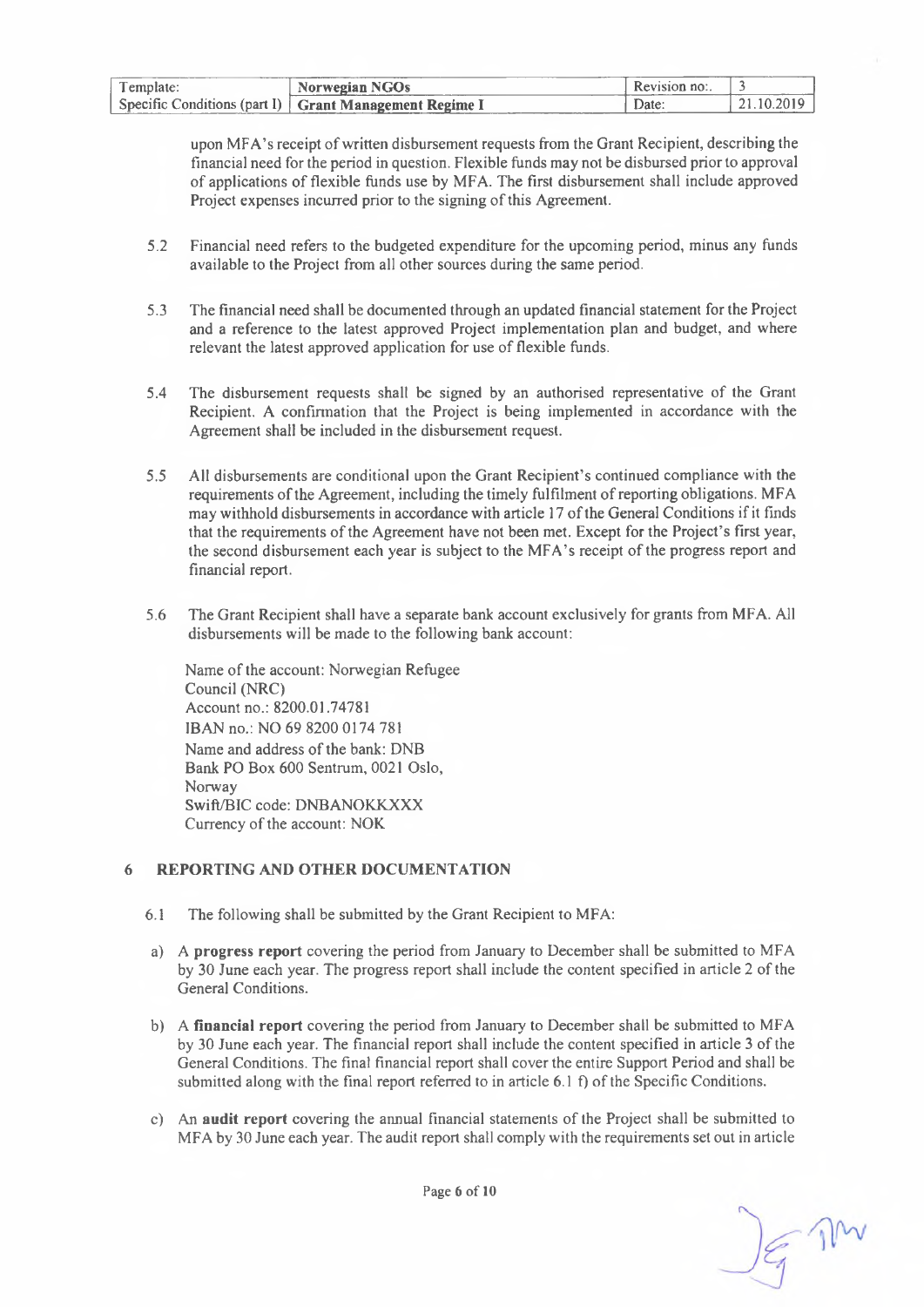upon MFA's receipt of written disbursement requests from the Grant Recipient, describing the financial need for the period in question. Flexible funds may not be disbursed prior to approval of applications of flexible funds use by MFA. The first disbursement shall include approved Project expenses incurred prior to the signing of this Agreement.

5.2 Financial need refers to the budgeted expenditure for the upcoming period, minus any funds available to the Project from all other sources during the same period.

5.3 The financial need shall be documented through an updated financial statement for the Project and a reference to the latest approved Project implementation plan and budget, and where relevant the latest approved application for use of flexible funds.

5.4 The disbursement requests shall be signed by an authorised representative of the Grant Recipient. A confirmation that the Project is being implemented in accordance with the Agreement shall be included in the disbursement request.

5.5 All disbursements are conditional upon the Grant Recipient's continued compliance with the requirements of the Agreement, including the timely fulfilment of reporting obligations. MFA may withhold disbursements in accordance with article 17 of the General Conditions if it finds that the requirements of the Agreement have not been met. Except for the Project's first year, the second disbursement each year is subject to the MFA's receipt of the progress report and financial report.

5.6 The Grant Recipient shall have a separate bank account exclusively for grants from MFA. All disbursements will be made to the following bank account:

Name of the account: Norwegian Refugee Council (NRC)
Account no.: 8200.01.74781
IBAN no.: NO 69 8200 0174 781
Name and address of the bank: DNB Bank PO Box 600 Sentrum, 0021 Oslo, Norway
Swift/BIC code: DNBANOKKXXX
Currency of the account: NOK

## 6 REPORTING AND OTHER DOCUMENTATION

6.1 The following shall be submitted by the Grant Recipient to MFA:

a) A **progress report** covering the period from January to December shall be submitted to MFA by 30 June each year. The progress report shall include the content specified in article 2 of the General Conditions.

b) A **financial report** covering the period from January to December shall be submitted to MFA by 30 June each year. The financial report shall include the content specified in article 3 of the General Conditions. The final financial report shall cover the entire Support Period and shall be submitted along with the final report referred to in article 6.1 f) of the Specific Conditions.

c) An **audit report** covering the annual financial statements of the Project shall be submitted to MFA by 30 June each year. The audit report shall comply with the requirements set out in article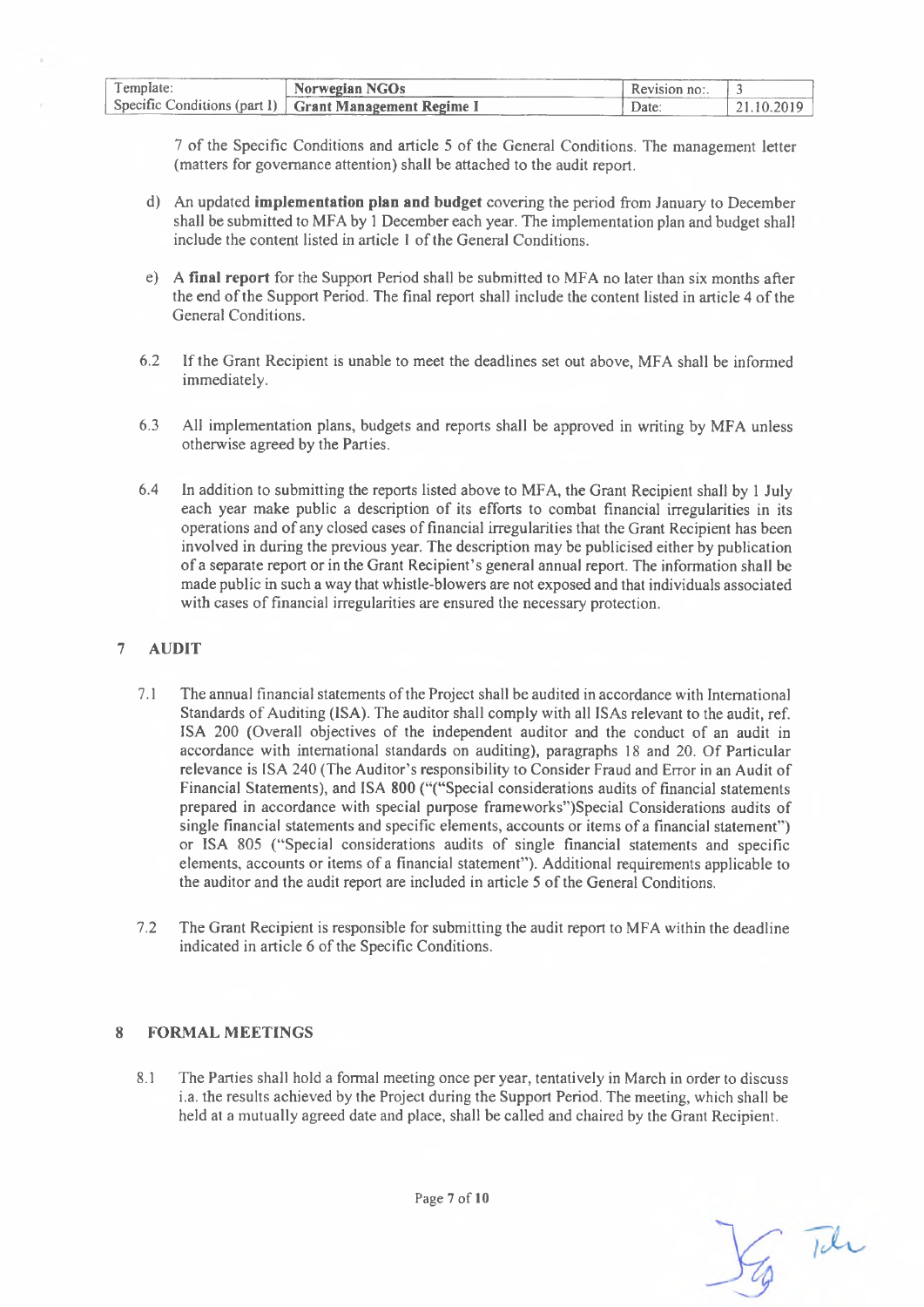7 of the Specific Conditions and article 5 of the General Conditions. The management letter (matters for governance attention) shall be attached to the audit report.

d) An updated **implementation plan and budget** covering the period from January to December shall be submitted to MFA by 1 December each year. The implementation plan and budget shall include the content listed in article 1 of the General Conditions.

e) A **final report** for the Support Period shall be submitted to MFA no later than six months after the end of the Support Period. The final report shall include the content listed in article 4 of the General Conditions.

6.2 If the Grant Recipient is unable to meet the deadlines set out above, MFA shall be informed immediately.

6.3 All implementation plans, budgets and reports shall be approved in writing by MFA unless otherwise agreed by the Parties.

6.4 In addition to submitting the reports listed above to MFA, the Grant Recipient shall by 1 July each year make public a description of its efforts to combat financial irregularities in its operations and of any closed cases of financial irregularities that the Grant Recipient has been involved in during the previous year. The description may be publicised either by publication of a separate report or in the Grant Recipient's general annual report. The information shall be made public in such a way that whistle-blowers are not exposed and that individuals associated with cases of financial irregularities are ensured the necessary protection.

## 7 AUDIT

7.1 The annual financial statements of the Project shall be audited in accordance with International Standards of Auditing (ISA). The auditor shall comply with all ISAs relevant to the audit, ref. ISA 200 (Overall objectives of the independent auditor and the conduct of an audit in accordance with international standards on auditing), paragraphs 18 and 20. Of Particular relevance is ISA 240 (The Auditor's responsibility to Consider Fraud and Error in an Audit of Financial Statements), and ISA **800** ("("Special considerations audits of financial statements prepared in accordance with special purpose frameworks")Special Considerations audits of single financial statements and specific elements, accounts or items of a financial statement") or ISA 805 ("Special considerations audits of single financial statements and specific elements, accounts or items of a financial statement"). Additional requirements applicable to the auditor and the audit report are included in article 5 of the General Conditions.

7.2 The Grant Recipient is responsible for submitting the audit report to MFA within the deadline indicated in article 6 of the Specific Conditions.

## 8 FORMAL MEETINGS

8.1 The Parties shall hold a formal meeting once per year, tentatively in March in order to discuss i.a. the results achieved by the Project during the Support Period. The meeting, which shall be held at a mutually agreed date and place, shall be called and chaired by the Grant Recipient.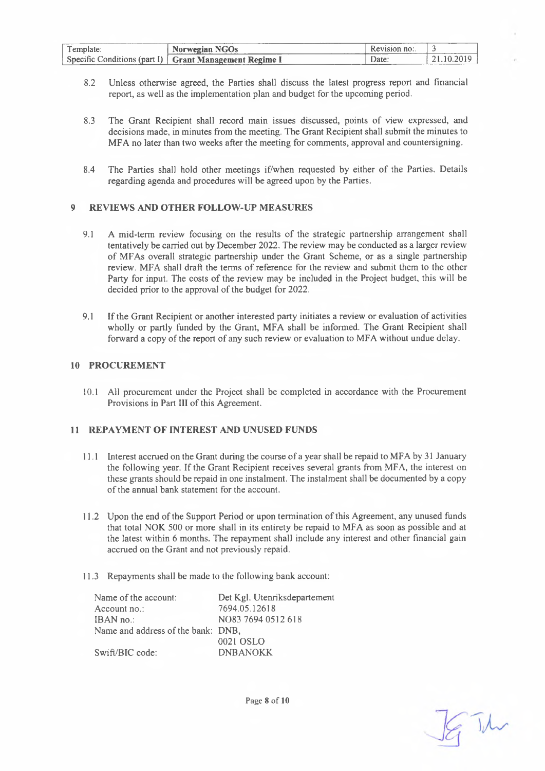8.2 Unless otherwise agreed, the Parties shall discuss the latest progress report and financial report, as well as the implementation plan and budget for the upcoming period.

8.3 The Grant Recipient shall record main issues discussed, points of view expressed, and decisions made, in minutes from the meeting. The Grant Recipient shall submit the minutes to MFA no later than two weeks after the meeting for comments, approval and countersigning.

8.4 The Parties shall hold other meetings if/when requested by either of the Parties. Details regarding agenda and procedures will be agreed upon by the Parties.

## 9 REVIEWS AND OTHER FOLLOW-UP MEASURES

9.1 A mid-term review focusing on the results of the strategic partnership arrangement shall tentatively be carried out by December 2022. The review may be conducted as a larger review of MFAs overall strategic partnership under the Grant Scheme, or as a single partnership review. MFA shall draft the terms of reference for the review and submit them to the other Party for input. The costs of the review may be included in the Project budget, this will be decided prior to the approval of the budget for 2022.

9.1 If the Grant Recipient or another interested party initiates a review or evaluation of activities wholly or partly funded by the Grant, MFA shall be informed. The Grant Recipient shall forward a copy of the report of any such review or evaluation to MFA without undue delay.

## 10 PROCUREMENT

10.1 All procurement under the Project shall be completed in accordance with the Procurement Provisions in Part III of this Agreement.

## 11 REPAYMENT OF INTEREST AND UNUSED FUNDS

11.1 Interest accrued on the Grant during the course of a year shall be repaid to MFA by 31 January the following year. If the Grant Recipient receives several grants from MFA, the interest on these grants should be repaid in one instalment. The instalment shall be documented by a copy of the annual bank statement for the account.

11.2 Upon the end of the Support Period or upon termination of this Agreement, any unused funds that total NOK 500 or more shall in its entirety be repaid to MFA as soon as possible and at the latest within 6 months. The repayment shall include any interest and other financial gain accrued on the Grant and not previously repaid.

11.3 Repayments shall be made to the following bank account:

| | |
|---|---|
| Name of the account: | Det Kgl. Utenriksdepartement |
| Account no.: | 7694.05.12618 |
| IBAN no.: | NO83 7694 0512 618 |
| Name and address of the bank: | DNB, 0021 OSLO |
| Swift/BIC code: | DNBANOKK |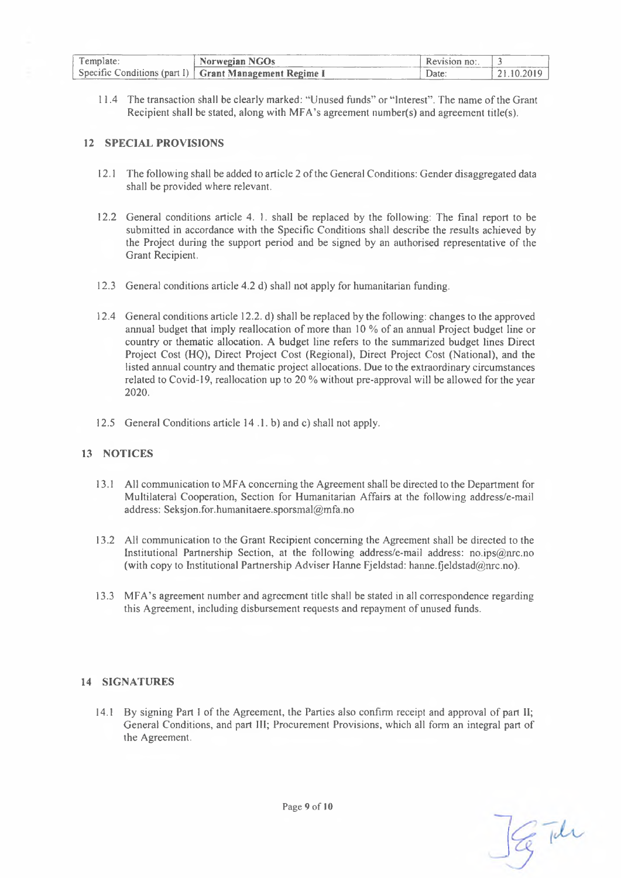11.4 The transaction shall be clearly marked: "Unused funds" or "Interest". The name of the Grant Recipient shall be stated, along with MFA's agreement number(s) and agreement title(s).

## 12 SPECIAL PROVISIONS

12.1 The following shall be added to article 2 of the General Conditions: Gender disaggregated data shall be provided where relevant.

12.2 General conditions article 4. 1. shall be replaced by the following: The final report to be submitted in accordance with the Specific Conditions shall describe the results achieved by the Project during the support period and be signed by an authorised representative of the Grant Recipient.

12.3 General conditions article 4.2 d) shall not apply for humanitarian funding.

12.4 General conditions article 12.2. d) shall be replaced by the following: changes to the approved annual budget that imply reallocation of more than 10 % of an annual Project budget line or country or thematic allocation. A budget line refers to the summarized budget lines Direct Project Cost (HQ), Direct Project Cost (Regional), Direct Project Cost (National), and the listed annual country and thematic project allocations. Due to the extraordinary circumstances related to Covid-19, reallocation up to 20 % without pre-approval will be allowed for the year 2020.

12.5 General Conditions article 14 .1. b) and c) shall not apply.

## 13 NOTICES

13.1 All communication to MFA concerning the Agreement shall be directed to the Department for Multilateral Cooperation, Section for Humanitarian Affairs at the following address/e-mail address: Seksjon.for.humanitaere.sporsmal@mfa.no

13.2 All communication to the Grant Recipient concerning the Agreement shall be directed to the Institutional Partnership Section, at the following address/e-mail address: no.ips@nrc.no (with copy to Institutional Partnership Adviser Hanne Fjeldstad: hanne.fjeldstad@nrc.no).

13.3 MFA's agreement number and agreement title shall be stated in all correspondence regarding this Agreement, including disbursement requests and repayment of unused funds.

## 14 SIGNATURES

14.1 By signing Part I of the Agreement, the Parties also confirm receipt and approval of part II; General Conditions, and part III; Procurement Provisions, which all form an integral part of the Agreement.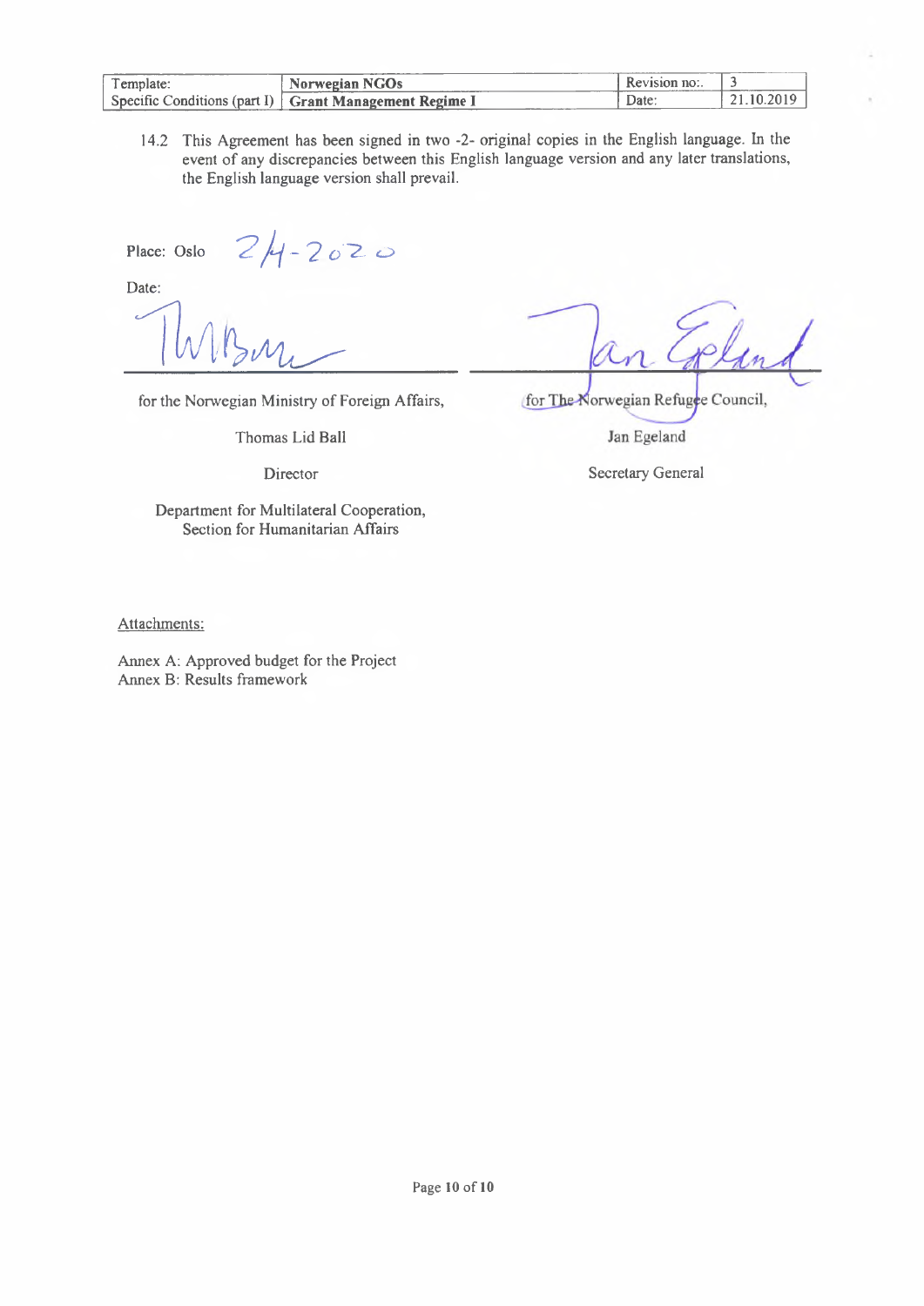14.2 This Agreement has been signed in two -2- original copies in the English language. In the event of any discrepancies between this English language version and any later translations, the English language version shall prevail.

Place: Oslo 2/4-2020

Date:

| | |
|---|---|
| for the Norwegian Ministry of Foreign Affairs, | for The Norwegian Refugee Council, |
| Thomas Lid Ball | Jan Egeland |
| Director | Secretary General |
| Department for Multilateral Cooperation, Section for Humanitarian Affairs | |

Attachments:

Annex A: Approved budget for the Project
Annex B: Results framework